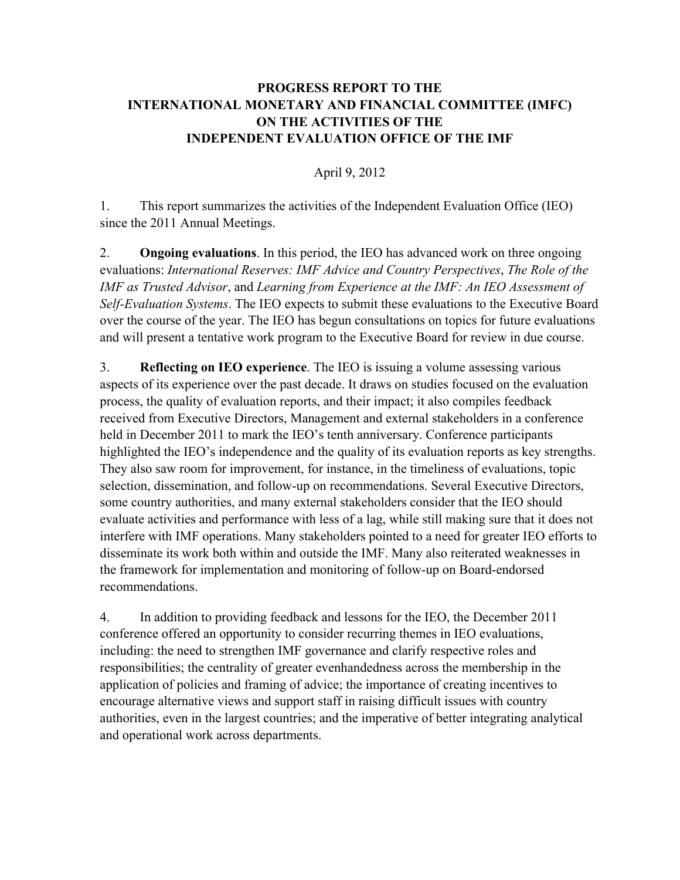# PROGRESS REPORT TO THE INTERNATIONAL MONETARY AND FINANCIAL COMMITTEE (IMFC) ON THE ACTIVITIES OF THE INDEPENDENT EVALUATION OFFICE OF THE IMF

April 9, 2012

1. This report summarizes the activities of the Independent Evaluation Office (IEO) since the 2011 Annual Meetings.

2. **Ongoing evaluations**. In this period, the IEO has advanced work on three ongoing evaluations: *International Reserves: IMF Advice and Country Perspectives*, *The Role of the IMF as Trusted Advisor*, and *Learning from Experience at the IMF: An IEO Assessment of Self-Evaluation Systems*. The IEO expects to submit these evaluations to the Executive Board over the course of the year. The IEO has begun consultations on topics for future evaluations and will present a tentative work program to the Executive Board for review in due course.

3. **Reflecting on IEO experience**. The IEO is issuing a volume assessing various aspects of its experience over the past decade. It draws on studies focused on the evaluation process, the quality of evaluation reports, and their impact; it also compiles feedback received from Executive Directors, Management and external stakeholders in a conference held in December 2011 to mark the IEO's tenth anniversary. Conference participants highlighted the IEO's independence and the quality of its evaluation reports as key strengths. They also saw room for improvement, for instance, in the timeliness of evaluations, topic selection, dissemination, and follow-up on recommendations. Several Executive Directors, some country authorities, and many external stakeholders consider that the IEO should evaluate activities and performance with less of a lag, while still making sure that it does not interfere with IMF operations. Many stakeholders pointed to a need for greater IEO efforts to disseminate its work both within and outside the IMF. Many also reiterated weaknesses in the framework for implementation and monitoring of follow-up on Board-endorsed recommendations.

4. In addition to providing feedback and lessons for the IEO, the December 2011 conference offered an opportunity to consider recurring themes in IEO evaluations, including: the need to strengthen IMF governance and clarify respective roles and responsibilities; the centrality of greater evenhandedness across the membership in the application of policies and framing of advice; the importance of creating incentives to encourage alternative views and support staff in raising difficult issues with country authorities, even in the largest countries; and the imperative of better integrating analytical and operational work across departments.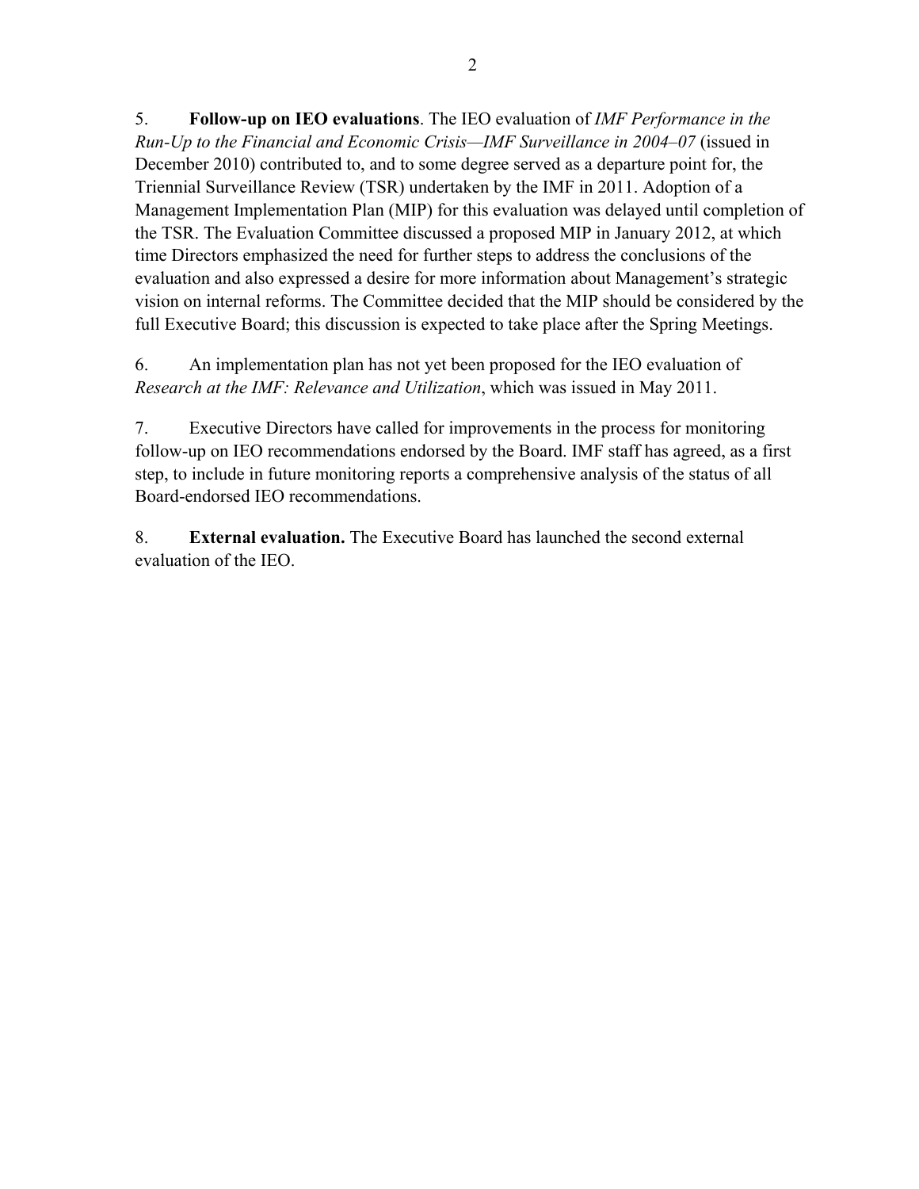5. **Follow-up on IEO evaluations**. The IEO evaluation of *IMF Performance in the Run-Up to the Financial and Economic Crisis—IMF Surveillance in 2004–07* (issued in December 2010) contributed to, and to some degree served as a departure point for, the Triennial Surveillance Review (TSR) undertaken by the IMF in 2011. Adoption of a Management Implementation Plan (MIP) for this evaluation was delayed until completion of the TSR. The Evaluation Committee discussed a proposed MIP in January 2012, at which time Directors emphasized the need for further steps to address the conclusions of the evaluation and also expressed a desire for more information about Management's strategic vision on internal reforms. The Committee decided that the MIP should be considered by the full Executive Board; this discussion is expected to take place after the Spring Meetings.

6. An implementation plan has not yet been proposed for the IEO evaluation of *Research at the IMF: Relevance and Utilization*, which was issued in May 2011.

7. Executive Directors have called for improvements in the process for monitoring follow-up on IEO recommendations endorsed by the Board. IMF staff has agreed, as a first step, to include in future monitoring reports a comprehensive analysis of the status of all Board-endorsed IEO recommendations.

8. **External evaluation.** The Executive Board has launched the second external evaluation of the IEO.